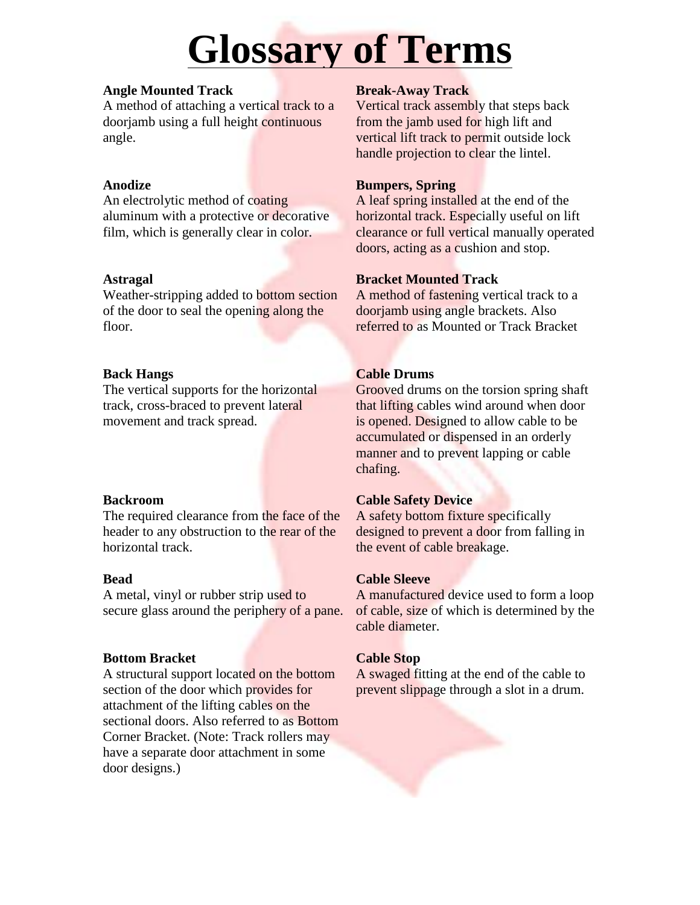# Glossary of Terms

**Angle Mounted Track**
A method of attaching a vertical track to a doorjamb using a full height continuous angle.

**Anodize**
An electrolytic method of coating aluminum with a protective or decorative film, which is generally clear in color.

**Astragal**
Weather-stripping added to bottom section of the door to seal the opening along the floor.

**Back Hangs**
The vertical supports for the horizontal track, cross-braced to prevent lateral movement and track spread.

**Backroom**
The required clearance from the face of the header to any obstruction to the rear of the horizontal track.

**Bead**
A metal, vinyl or rubber strip used to secure glass around the periphery of a pane.

**Bottom Bracket**
A structural support located on the bottom section of the door which provides for attachment of the lifting cables on the sectional doors. Also referred to as Bottom Corner Bracket. (Note: Track rollers may have a separate door attachment in some door designs.)

**Break-Away Track**
Vertical track assembly that steps back from the jamb used for high lift and vertical lift track to permit outside lock handle projection to clear the lintel.

**Bumpers, Spring**
A leaf spring installed at the end of the horizontal track. Especially useful on lift clearance or full vertical manually operated doors, acting as a cushion and stop.

**Bracket Mounted Track**
A method of fastening vertical track to a doorjamb using angle brackets. Also referred to as Mounted or Track Bracket

**Cable Drums**
Grooved drums on the torsion spring shaft that lifting cables wind around when door is opened. Designed to allow cable to be accumulated or dispensed in an orderly manner and to prevent lapping or cable chafing.

**Cable Safety Device**
A safety bottom fixture specifically designed to prevent a door from falling in the event of cable breakage.

**Cable Sleeve**
A manufactured device used to form a loop of cable, size of which is determined by the cable diameter.

**Cable Stop**
A swaged fitting at the end of the cable to prevent slippage through a slot in a drum.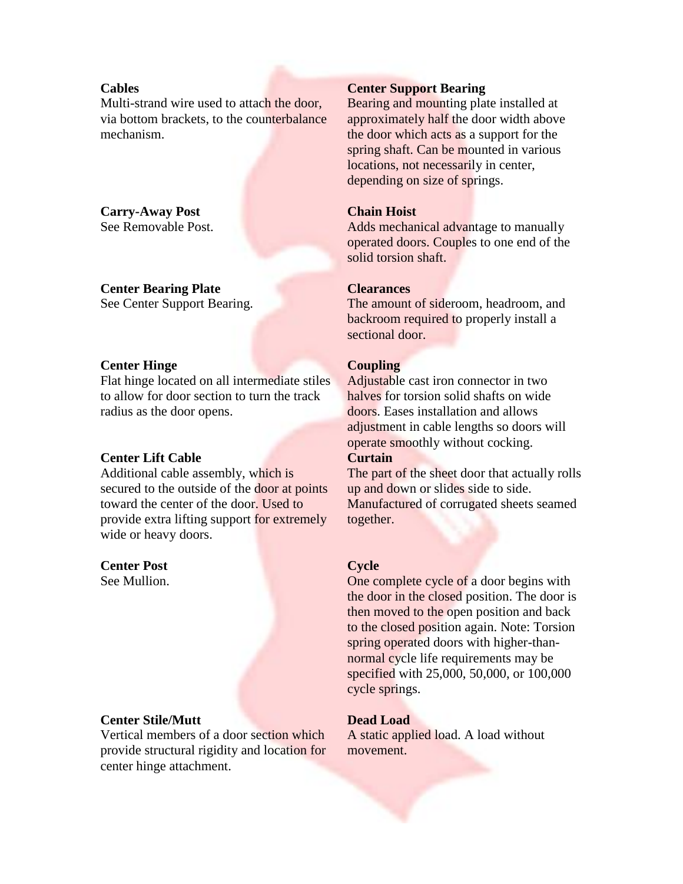**Cables**
Multi-strand wire used to attach the door, via bottom brackets, to the counterbalance mechanism.

**Carry-Away Post**
See Removable Post.

**Center Bearing Plate**
See Center Support Bearing.

**Center Hinge**
Flat hinge located on all intermediate stiles to allow for door section to turn the track radius as the door opens.

**Center Lift Cable**
Additional cable assembly, which is secured to the outside of the door at points toward the center of the door. Used to provide extra lifting support for extremely wide or heavy doors.

**Center Post**
See Mullion.

**Center Stile/Mutt**
Vertical members of a door section which provide structural rigidity and location for center hinge attachment.

**Center Support Bearing**
Bearing and mounting plate installed at approximately half the door width above the door which acts as a support for the spring shaft. Can be mounted in various locations, not necessarily in center, depending on size of springs.

**Chain Hoist**
Adds mechanical advantage to manually operated doors. Couples to one end of the solid torsion shaft.

**Clearances**
The amount of sideroom, headroom, and backroom required to properly install a sectional door.

**Coupling**
Adjustable cast iron connector in two halves for torsion solid shafts on wide doors. Eases installation and allows adjustment in cable lengths so doors will operate smoothly without cocking.

**Curtain**
The part of the sheet door that actually rolls up and down or slides side to side. Manufactured of corrugated sheets seamed together.

**Cycle**
One complete cycle of a door begins with the door in the closed position. The door is then moved to the open position and back to the closed position again. Note: Torsion spring operated doors with higher-than-normal cycle life requirements may be specified with 25,000, 50,000, or 100,000 cycle springs.

**Dead Load**
A static applied load. A load without movement.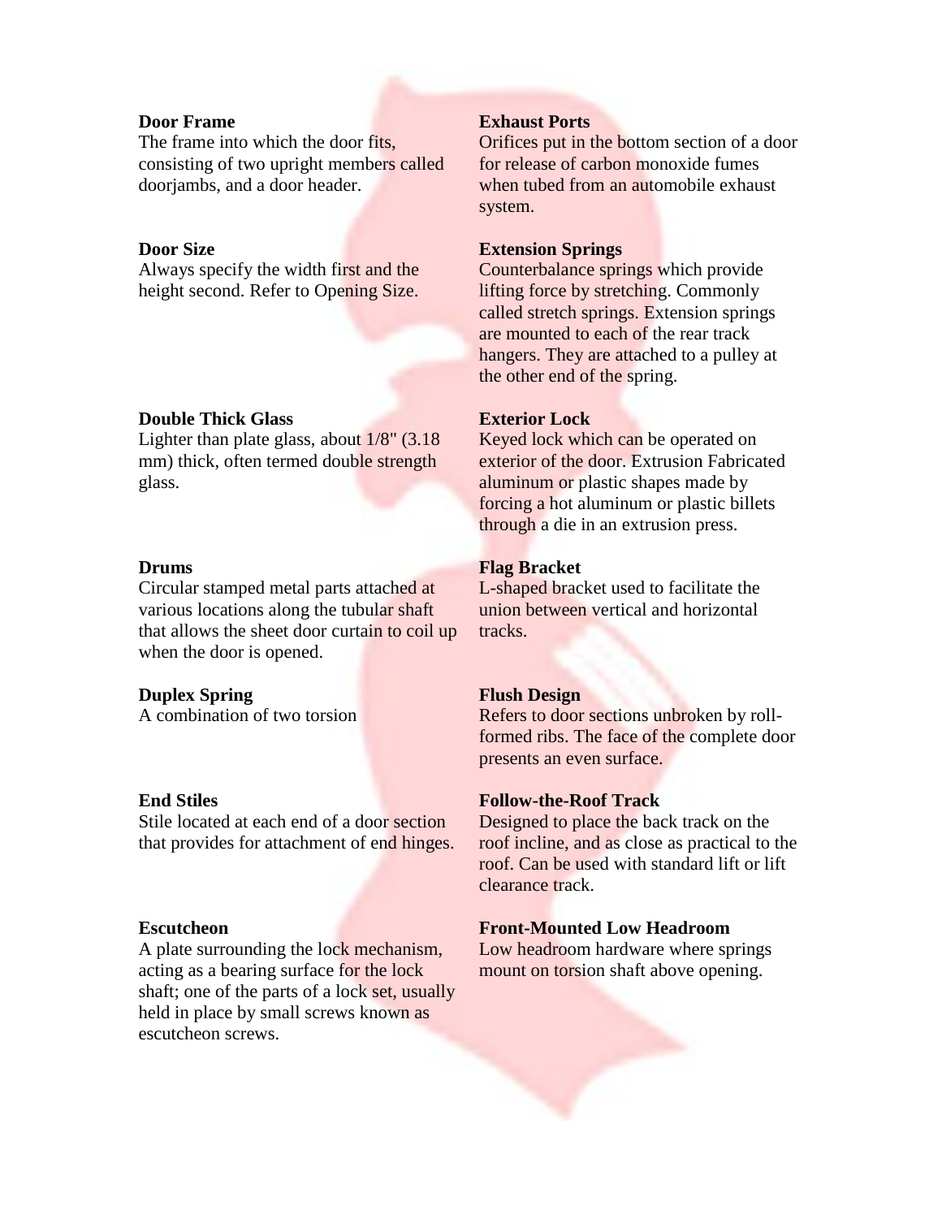**Door Frame**
The frame into which the door fits, consisting of two upright members called doorjambs, and a door header.

**Door Size**
Always specify the width first and the height second. Refer to Opening Size.

**Double Thick Glass**
Lighter than plate glass, about 1/8" (3.18 mm) thick, often termed double strength glass.

**Drums**
Circular stamped metal parts attached at various locations along the tubular shaft that allows the sheet door curtain to coil up when the door is opened.

**Duplex Spring**
A combination of two torsion

**End Stiles**
Stile located at each end of a door section that provides for attachment of end hinges.

**Escutcheon**
A plate surrounding the lock mechanism, acting as a bearing surface for the lock shaft; one of the parts of a lock set, usually held in place by small screws known as escutcheon screws.

**Exhaust Ports**
Orifices put in the bottom section of a door for release of carbon monoxide fumes when tubed from an automobile exhaust system.

**Extension Springs**
Counterbalance springs which provide lifting force by stretching. Commonly called stretch springs. Extension springs are mounted to each of the rear track hangers. They are attached to a pulley at the other end of the spring.

**Exterior Lock**
Keyed lock which can be operated on exterior of the door. Extrusion Fabricated aluminum or plastic shapes made by forcing a hot aluminum or plastic billets through a die in an extrusion press.

**Flag Bracket**
L-shaped bracket used to facilitate the union between vertical and horizontal tracks.

**Flush Design**
Refers to door sections unbroken by roll-formed ribs. The face of the complete door presents an even surface.

**Follow-the-Roof Track**
Designed to place the back track on the roof incline, and as close as practical to the roof. Can be used with standard lift or lift clearance track.

**Front-Mounted Low Headroom**
Low headroom hardware where springs mount on torsion shaft above opening.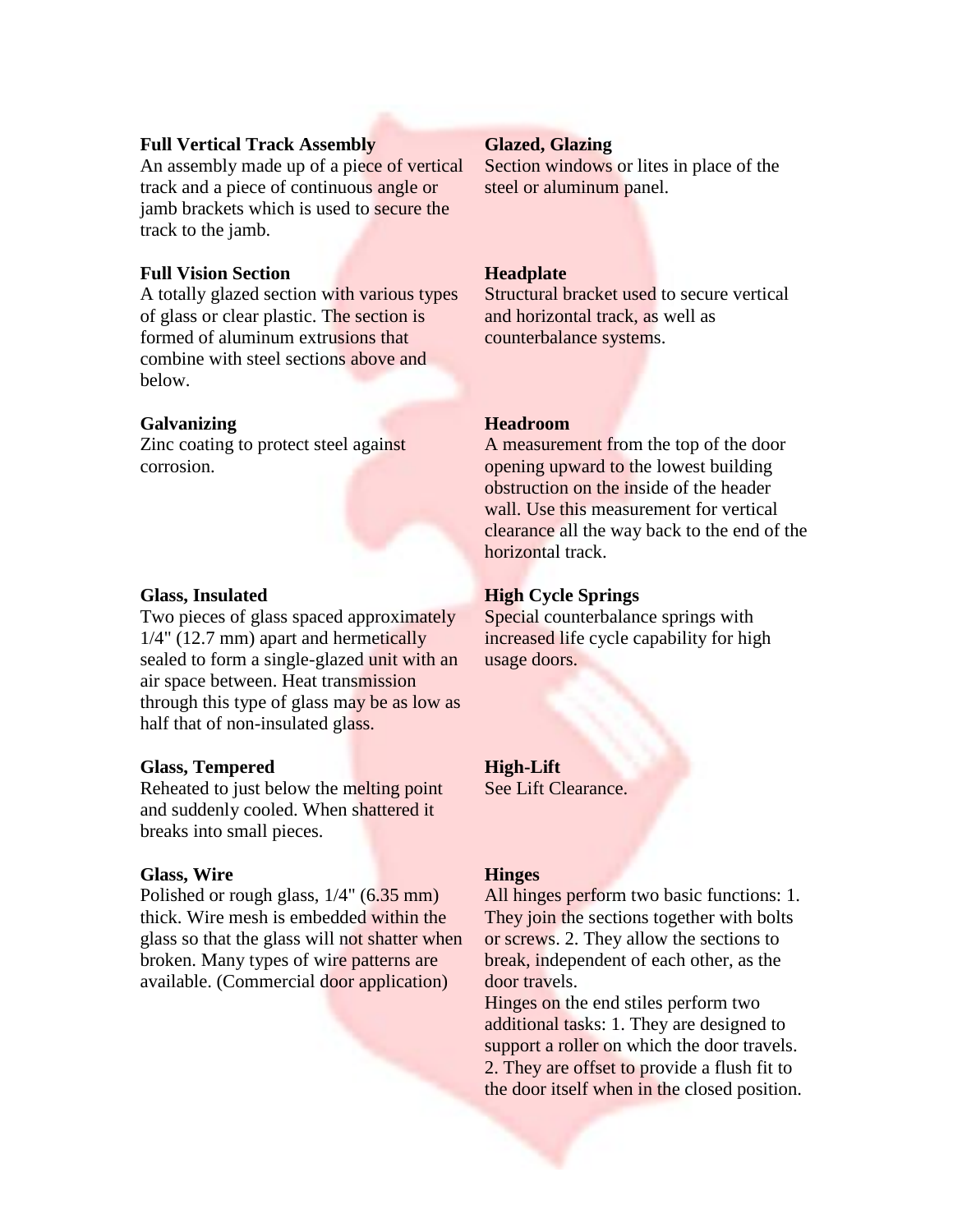**Full Vertical Track Assembly**
An assembly made up of a piece of vertical track and a piece of continuous angle or jamb brackets which is used to secure the track to the jamb.

**Full Vision Section**
A totally glazed section with various types of glass or clear plastic. The section is formed of aluminum extrusions that combine with steel sections above and below.

**Galvanizing**
Zinc coating to protect steel against corrosion.

**Glass, Insulated**
Two pieces of glass spaced approximately 1/4" (12.7 mm) apart and hermetically sealed to form a single-glazed unit with an air space between. Heat transmission through this type of glass may be as low as half that of non-insulated glass.

**Glass, Tempered**
Reheated to just below the melting point and suddenly cooled. When shattered it breaks into small pieces.

**Glass, Wire**
Polished or rough glass, 1/4" (6.35 mm) thick. Wire mesh is embedded within the glass so that the glass will not shatter when broken. Many types of wire patterns are available. (Commercial door application)

**Glazed, Glazing**
Section windows or lites in place of the steel or aluminum panel.

**Headplate**
Structural bracket used to secure vertical and horizontal track, as well as counterbalance systems.

**Headroom**
A measurement from the top of the door opening upward to the lowest building obstruction on the inside of the header wall. Use this measurement for vertical clearance all the way back to the end of the horizontal track.

**High Cycle Springs**
Special counterbalance springs with increased life cycle capability for high usage doors.

**High-Lift**
See Lift Clearance.

**Hinges**
All hinges perform two basic functions: 1. They join the sections together with bolts or screws. 2. They allow the sections to break, independent of each other, as the door travels.
Hinges on the end stiles perform two additional tasks: 1. They are designed to support a roller on which the door travels. 2. They are offset to provide a flush fit to the door itself when in the closed position.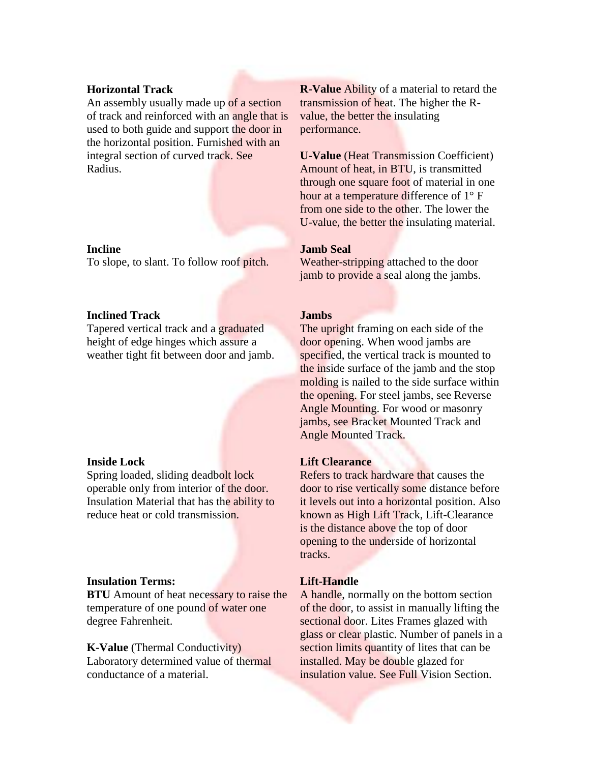**Horizontal Track**
An assembly usually made up of a section of track and reinforced with an angle that is used to both guide and support the door in the horizontal position. Furnished with an integral section of curved track. See Radius.

**Incline**
To slope, to slant. To follow roof pitch.

**Inclined Track**
Tapered vertical track and a graduated height of edge hinges which assure a weather tight fit between door and jamb.

**Inside Lock**
Spring loaded, sliding deadbolt lock operable only from interior of the door. Insulation Material that has the ability to reduce heat or cold transmission.

**Insulation Terms:**
**BTU** Amount of heat necessary to raise the temperature of one pound of water one degree Fahrenheit.

**K-Value** (Thermal Conductivity) Laboratory determined value of thermal conductance of a material.

**R-Value** Ability of a material to retard the transmission of heat. The higher the R-value, the better the insulating performance.

**U-Value** (Heat Transmission Coefficient) Amount of heat, in BTU, is transmitted through one square foot of material in one hour at a temperature difference of 1° F from one side to the other. The lower the U-value, the better the insulating material.

**Jamb Seal**
Weather-stripping attached to the door jamb to provide a seal along the jambs.

**Jambs**
The upright framing on each side of the door opening. When wood jambs are specified, the vertical track is mounted to the inside surface of the jamb and the stop molding is nailed to the side surface within the opening. For steel jambs, see Reverse Angle Mounting. For wood or masonry jambs, see Bracket Mounted Track and Angle Mounted Track.

**Lift Clearance**
Refers to track hardware that causes the door to rise vertically some distance before it levels out into a horizontal position. Also known as High Lift Track, Lift-Clearance is the distance above the top of door opening to the underside of horizontal tracks.

**Lift-Handle**
A handle, normally on the bottom section of the door, to assist in manually lifting the sectional door. Lites Frames glazed with glass or clear plastic. Number of panels in a section limits quantity of lites that can be installed. May be double glazed for insulation value. See Full Vision Section.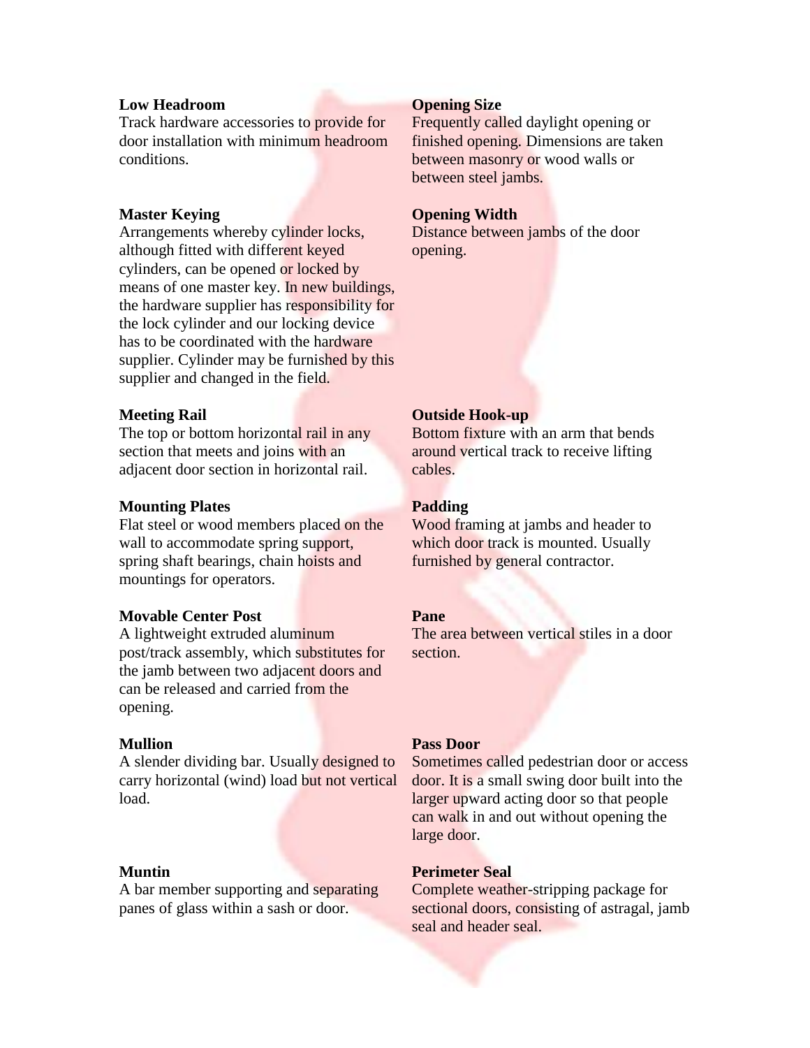**Low Headroom**
Track hardware accessories to provide for door installation with minimum headroom conditions.

**Master Keying**
Arrangements whereby cylinder locks, although fitted with different keyed cylinders, can be opened or locked by means of one master key. In new buildings, the hardware supplier has responsibility for the lock cylinder and our locking device has to be coordinated with the hardware supplier. Cylinder may be furnished by this supplier and changed in the field.

**Meeting Rail**
The top or bottom horizontal rail in any section that meets and joins with an adjacent door section in horizontal rail.

**Mounting Plates**
Flat steel or wood members placed on the wall to accommodate spring support, spring shaft bearings, chain hoists and mountings for operators.

**Movable Center Post**
A lightweight extruded aluminum post/track assembly, which substitutes for the jamb between two adjacent doors and can be released and carried from the opening.

**Mullion**
A slender dividing bar. Usually designed to carry horizontal (wind) load but not vertical load.

**Muntin**
A bar member supporting and separating panes of glass within a sash or door.

**Opening Size**
Frequently called daylight opening or finished opening. Dimensions are taken between masonry or wood walls or between steel jambs.

**Opening Width**
Distance between jambs of the door opening.

**Outside Hook-up**
Bottom fixture with an arm that bends around vertical track to receive lifting cables.

**Padding**
Wood framing at jambs and header to which door track is mounted. Usually furnished by general contractor.

**Pane**
The area between vertical stiles in a door section.

**Pass Door**
Sometimes called pedestrian door or access door. It is a small swing door built into the larger upward acting door so that people can walk in and out without opening the large door.

**Perimeter Seal**
Complete weather-stripping package for sectional doors, consisting of astragal, jamb seal and header seal.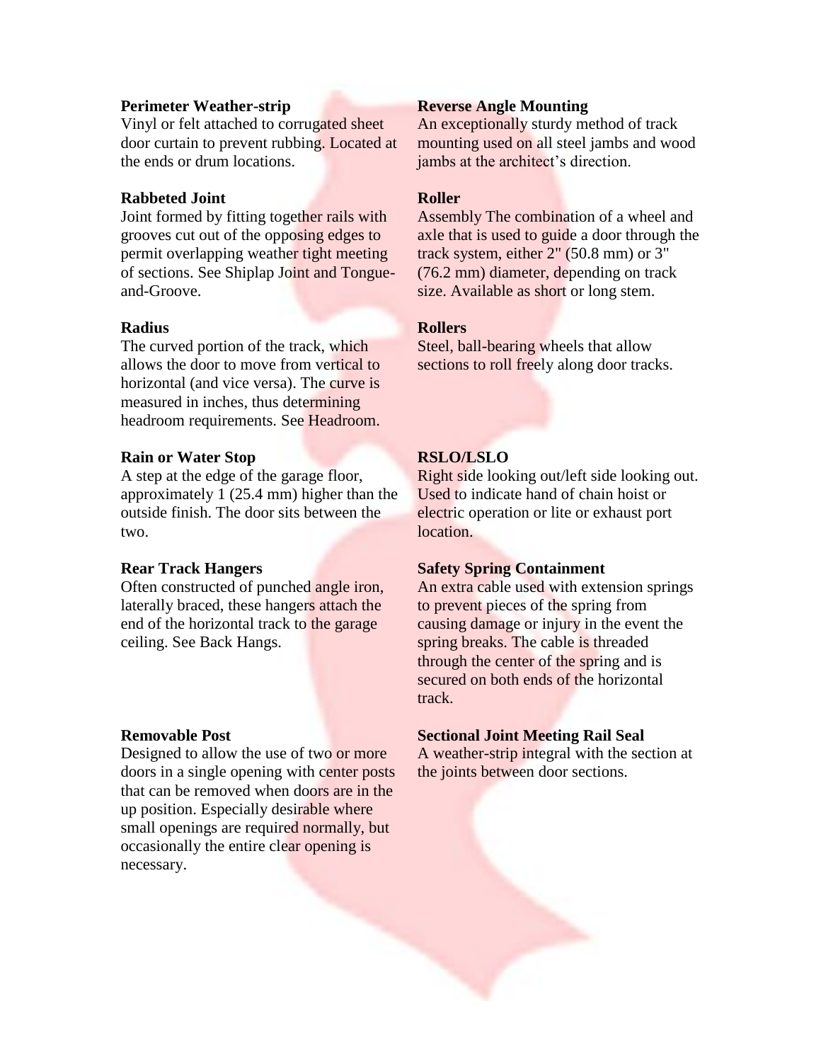**Perimeter Weather-strip**
Vinyl or felt attached to corrugated sheet door curtain to prevent rubbing. Located at the ends or drum locations.

**Rabbeted Joint**
Joint formed by fitting together rails with grooves cut out of the opposing edges to permit overlapping weather tight meeting of sections. See Shiplap Joint and Tongue-and-Groove.

**Radius**
The curved portion of the track, which allows the door to move from vertical to horizontal (and vice versa). The curve is measured in inches, thus determining headroom requirements. See Headroom.

**Rain or Water Stop**
A step at the edge of the garage floor, approximately 1 (25.4 mm) higher than the outside finish. The door sits between the two.

**Rear Track Hangers**
Often constructed of punched angle iron, laterally braced, these hangers attach the end of the horizontal track to the garage ceiling. See Back Hangs.

**Removable Post**
Designed to allow the use of two or more doors in a single opening with center posts that can be removed when doors are in the up position. Especially desirable where small openings are required normally, but occasionally the entire clear opening is necessary.

**Reverse Angle Mounting**
An exceptionally sturdy method of track mounting used on all steel jambs and wood jambs at the architect's direction.

**Roller**
Assembly The combination of a wheel and axle that is used to guide a door through the track system, either 2" (50.8 mm) or 3" (76.2 mm) diameter, depending on track size. Available as short or long stem.

**Rollers**
Steel, ball-bearing wheels that allow sections to roll freely along door tracks.

**RSLO/LSLO**
Right side looking out/left side looking out. Used to indicate hand of chain hoist or electric operation or lite or exhaust port location.

**Safety Spring Containment**
An extra cable used with extension springs to prevent pieces of the spring from causing damage or injury in the event the spring breaks. The cable is threaded through the center of the spring and is secured on both ends of the horizontal track.

**Sectional Joint Meeting Rail Seal**
A weather-strip integral with the section at the joints between door sections.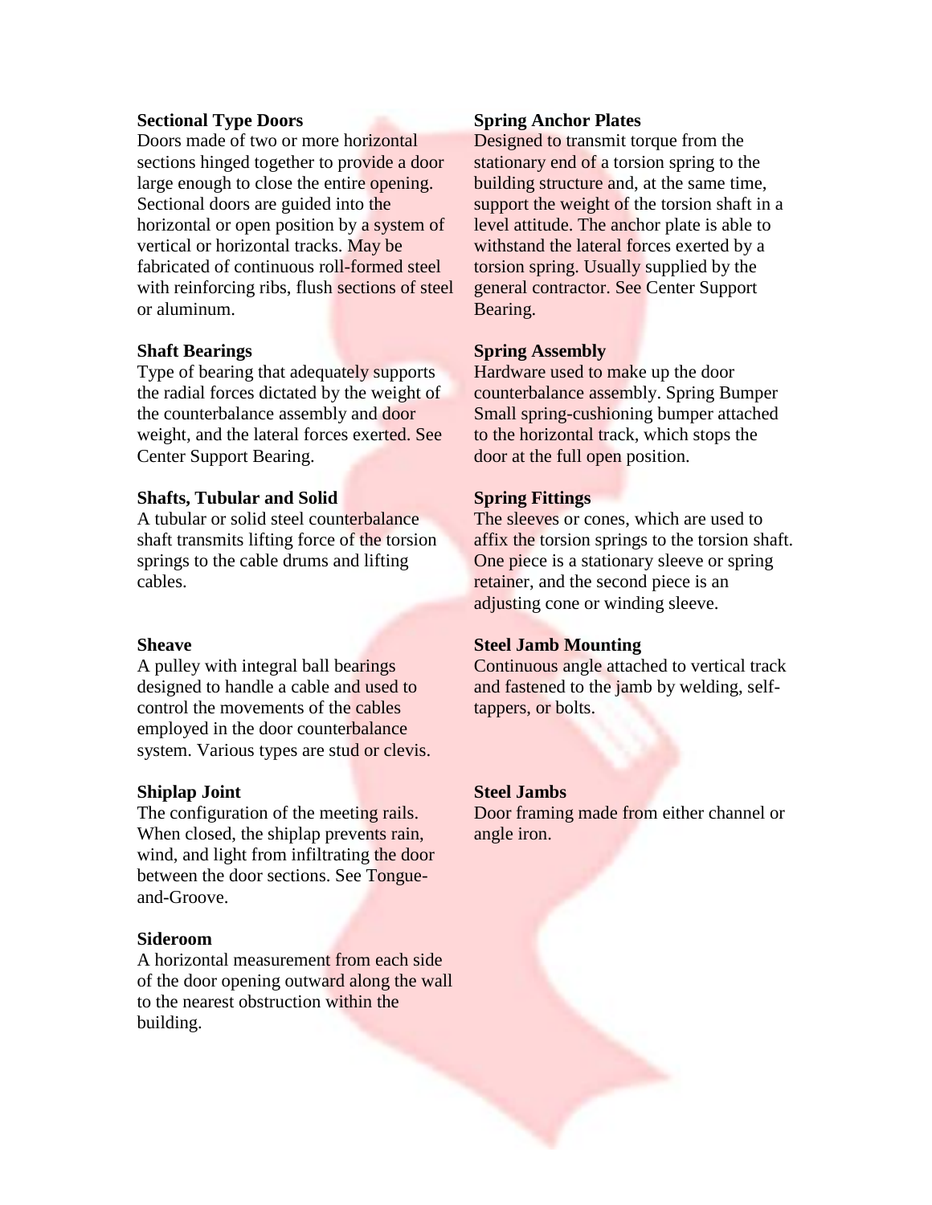**Sectional Type Doors**
Doors made of two or more horizontal sections hinged together to provide a door large enough to close the entire opening. Sectional doors are guided into the horizontal or open position by a system of vertical or horizontal tracks. May be fabricated of continuous roll-formed steel with reinforcing ribs, flush sections of steel or aluminum.

**Shaft Bearings**
Type of bearing that adequately supports the radial forces dictated by the weight of the counterbalance assembly and door weight, and the lateral forces exerted. See Center Support Bearing.

**Shafts, Tubular and Solid**
A tubular or solid steel counterbalance shaft transmits lifting force of the torsion springs to the cable drums and lifting cables.

**Sheave**
A pulley with integral ball bearings designed to handle a cable and used to control the movements of the cables employed in the door counterbalance system. Various types are stud or clevis.

**Shiplap Joint**
The configuration of the meeting rails. When closed, the shiplap prevents rain, wind, and light from infiltrating the door between the door sections. See Tongue-and-Groove.

**Sideroom**
A horizontal measurement from each side of the door opening outward along the wall to the nearest obstruction within the building.

**Spring Anchor Plates**
Designed to transmit torque from the stationary end of a torsion spring to the building structure and, at the same time, support the weight of the torsion shaft in a level attitude. The anchor plate is able to withstand the lateral forces exerted by a torsion spring. Usually supplied by the general contractor. See Center Support Bearing.

**Spring Assembly**
Hardware used to make up the door counterbalance assembly. Spring Bumper Small spring-cushioning bumper attached to the horizontal track, which stops the door at the full open position.

**Spring Fittings**
The sleeves or cones, which are used to affix the torsion springs to the torsion shaft. One piece is a stationary sleeve or spring retainer, and the second piece is an adjusting cone or winding sleeve.

**Steel Jamb Mounting**
Continuous angle attached to vertical track and fastened to the jamb by welding, self-tappers, or bolts.

**Steel Jambs**
Door framing made from either channel or angle iron.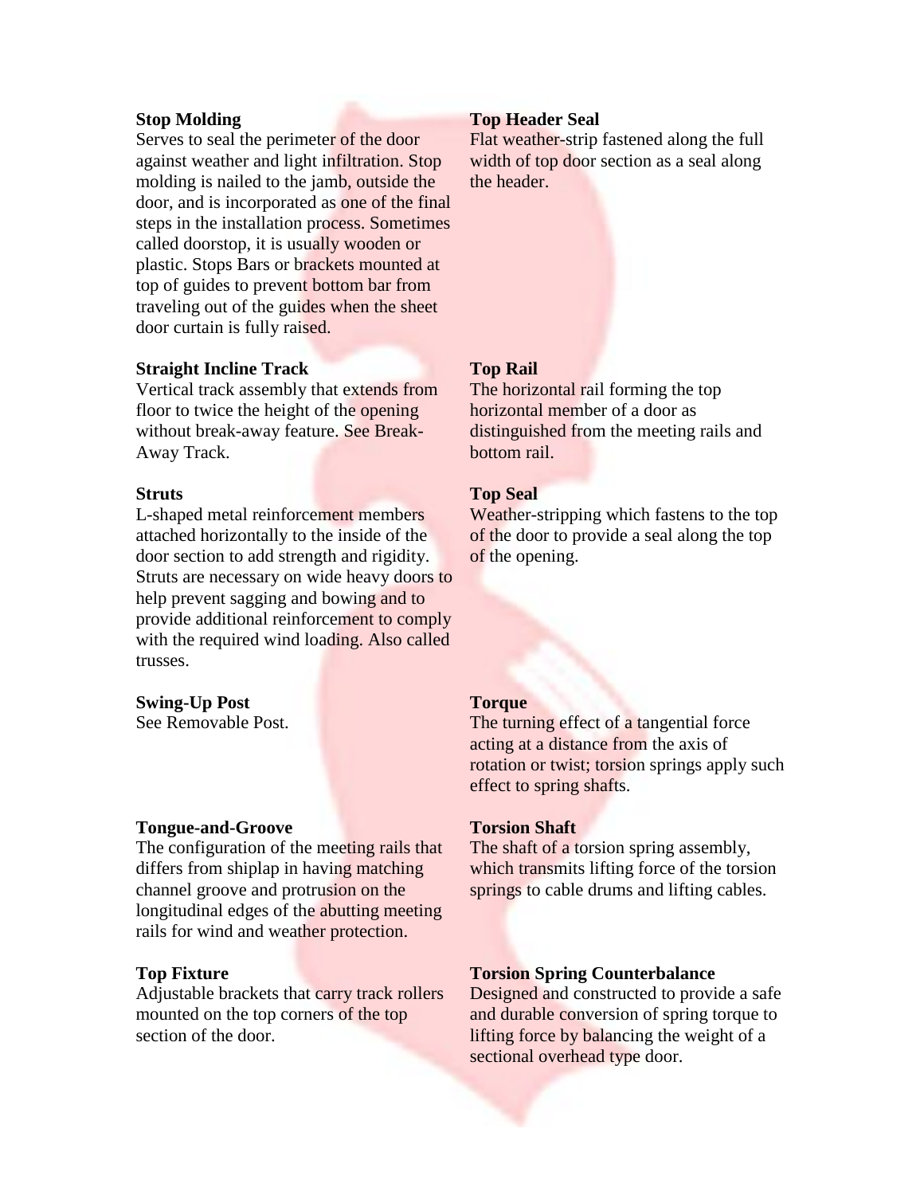**Stop Molding**
Serves to seal the perimeter of the door against weather and light infiltration. Stop molding is nailed to the jamb, outside the door, and is incorporated as one of the final steps in the installation process. Sometimes called doorstop, it is usually wooden or plastic. Stops Bars or brackets mounted at top of guides to prevent bottom bar from traveling out of the guides when the sheet door curtain is fully raised.

**Straight Incline Track**
Vertical track assembly that extends from floor to twice the height of the opening without break-away feature. See Break-Away Track.

**Struts**
L-shaped metal reinforcement members attached horizontally to the inside of the door section to add strength and rigidity. Struts are necessary on wide heavy doors to help prevent sagging and bowing and to provide additional reinforcement to comply with the required wind loading. Also called trusses.

**Swing-Up Post**
See Removable Post.

**Tongue-and-Groove**
The configuration of the meeting rails that differs from shiplap in having matching channel groove and protrusion on the longitudinal edges of the abutting meeting rails for wind and weather protection.

**Top Fixture**
Adjustable brackets that carry track rollers mounted on the top corners of the top section of the door.

**Top Header Seal**
Flat weather-strip fastened along the full width of top door section as a seal along the header.

**Top Rail**
The horizontal rail forming the top horizontal member of a door as distinguished from the meeting rails and bottom rail.

**Top Seal**
Weather-stripping which fastens to the top of the door to provide a seal along the top of the opening.

**Torque**
The turning effect of a tangential force acting at a distance from the axis of rotation or twist; torsion springs apply such effect to spring shafts.

**Torsion Shaft**
The shaft of a torsion spring assembly, which transmits lifting force of the torsion springs to cable drums and lifting cables.

**Torsion Spring Counterbalance**
Designed and constructed to provide a safe and durable conversion of spring torque to lifting force by balancing the weight of a sectional overhead type door.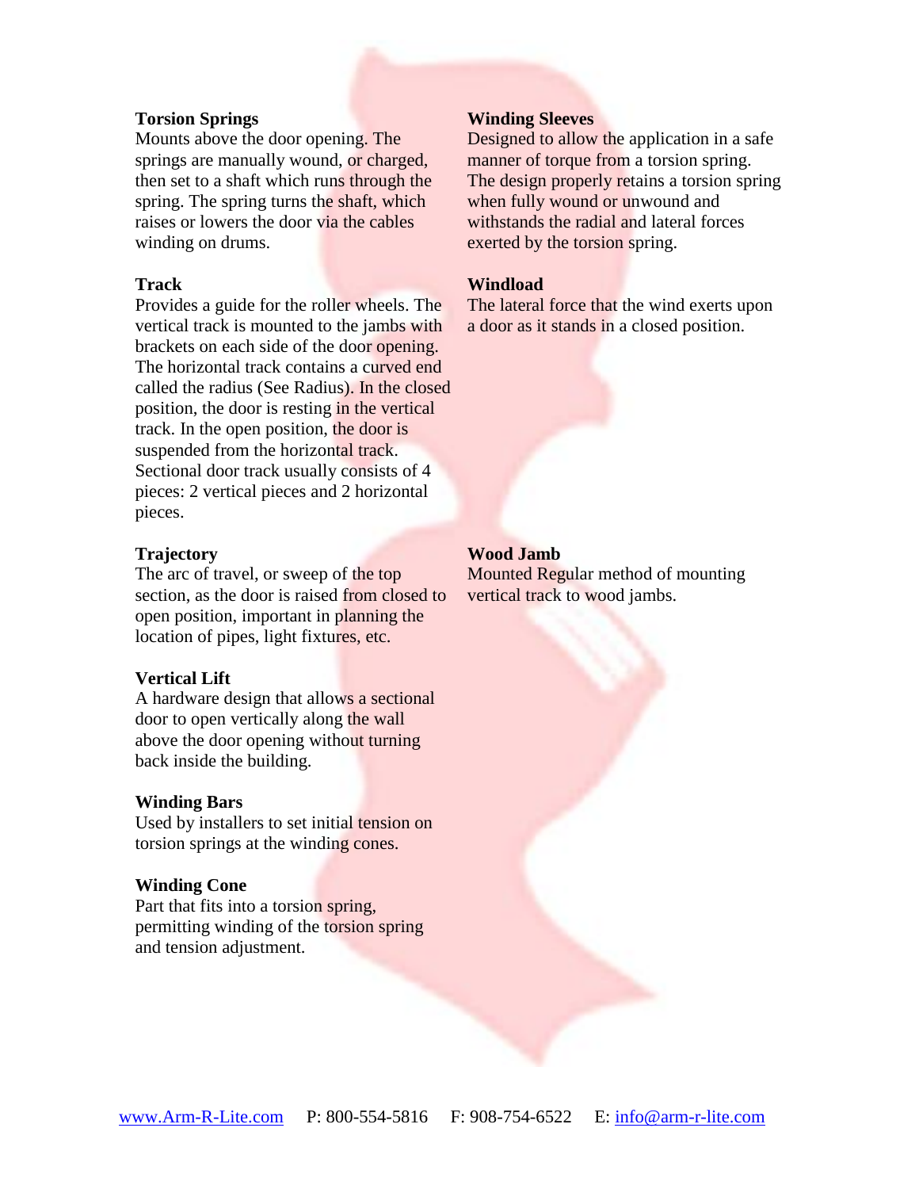**Torsion Springs**
Mounts above the door opening. The springs are manually wound, or charged, then set to a shaft which runs through the spring. The spring turns the shaft, which raises or lowers the door via the cables winding on drums.

**Track**
Provides a guide for the roller wheels. The vertical track is mounted to the jambs with brackets on each side of the door opening. The horizontal track contains a curved end called the radius (See Radius). In the closed position, the door is resting in the vertical track. In the open position, the door is suspended from the horizontal track. Sectional door track usually consists of 4 pieces: 2 vertical pieces and 2 horizontal pieces.

**Trajectory**
The arc of travel, or sweep of the top section, as the door is raised from closed to open position, important in planning the location of pipes, light fixtures, etc.

**Vertical Lift**
A hardware design that allows a sectional door to open vertically along the wall above the door opening without turning back inside the building.

**Winding Bars**
Used by installers to set initial tension on torsion springs at the winding cones.

**Winding Cone**
Part that fits into a torsion spring, permitting winding of the torsion spring and tension adjustment.

**Winding Sleeves**
Designed to allow the application in a safe manner of torque from a torsion spring. The design properly retains a torsion spring when fully wound or unwound and withstands the radial and lateral forces exerted by the torsion spring.

**Windload**
The lateral force that the wind exerts upon a door as it stands in a closed position.

**Wood Jamb**
Mounted Regular method of mounting vertical track to wood jambs.

www.Arm-R-Lite.com P: 800-554-5816 F: 908-754-6522 E: info@arm-r-lite.com